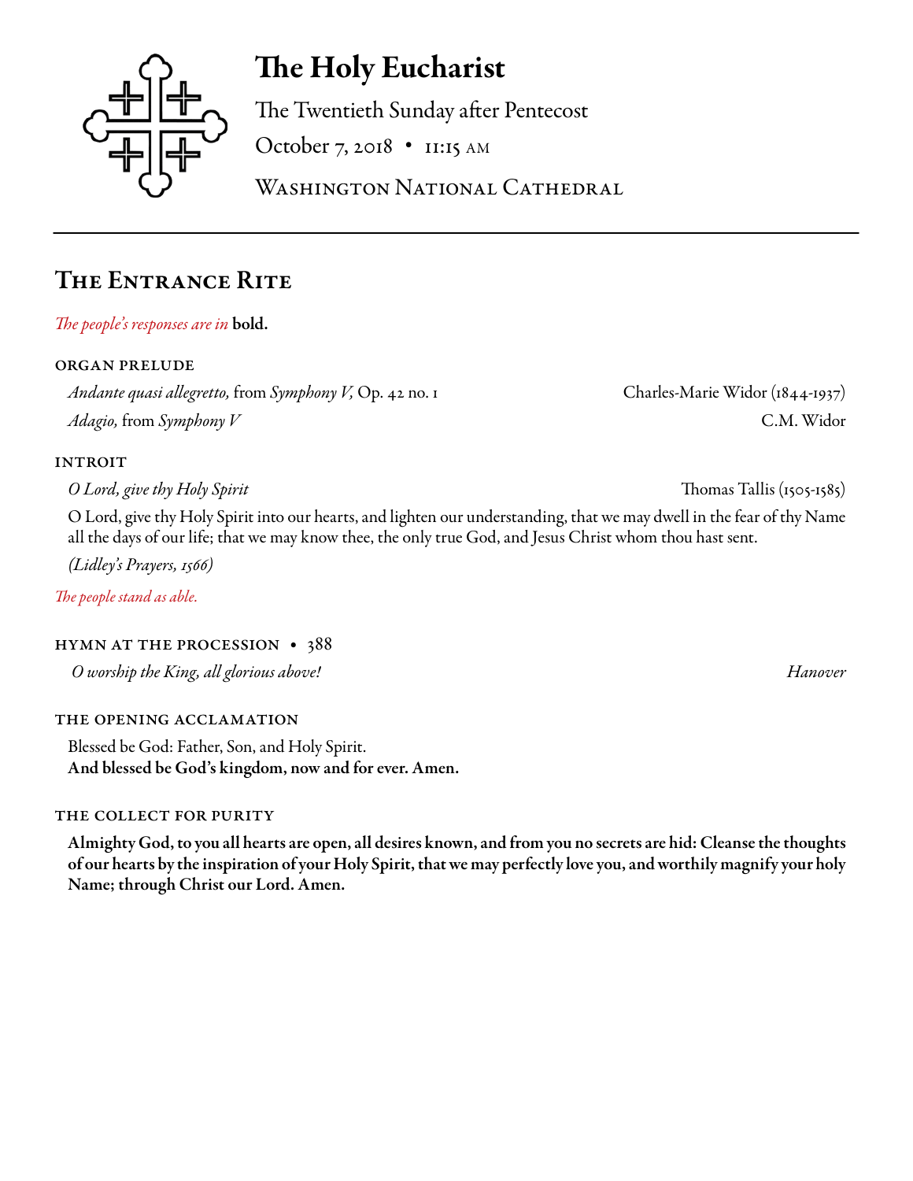# The Holy Eucharist

The Twentieth Sunday after Pentecost

October 7, 2018 • 11:15 AM

Washington National Cathedral

## The Entrance Rite

*The people's responses are in* **bold.**

### ORGAN PRELUDE

*Andante quasi allegretto,* from *Symphony V,* Op. 42 no. 1 — Charles-Marie Widor (1844-1937)

*Adagio,* from *Symphony V* — C.M. Widor

### INTROIT

*O Lord, give thy Holy Spirit* — Thomas Tallis (1505-1585)

O Lord, give thy Holy Spirit into our hearts, and lighten our understanding, that we may dwell in the fear of thy Name all the days of our life; that we may know thee, the only true God, and Jesus Christ whom thou hast sent.

*(Lidley's Prayers, 1566)*

*The people stand as able.*

### HYMN AT THE PROCESSION • 388

*O worship the King, all glorious above!* — *Hanover*

### THE OPENING ACCLAMATION

Blessed be God: Father, Son, and Holy Spirit.
**And blessed be God's kingdom, now and for ever. Amen.**

### THE COLLECT FOR PURITY

**Almighty God, to you all hearts are open, all desires known, and from you no secrets are hid: Cleanse the thoughts of our hearts by the inspiration of your Holy Spirit, that we may perfectly love you, and worthily magnify your holy Name; through Christ our Lord. Amen.**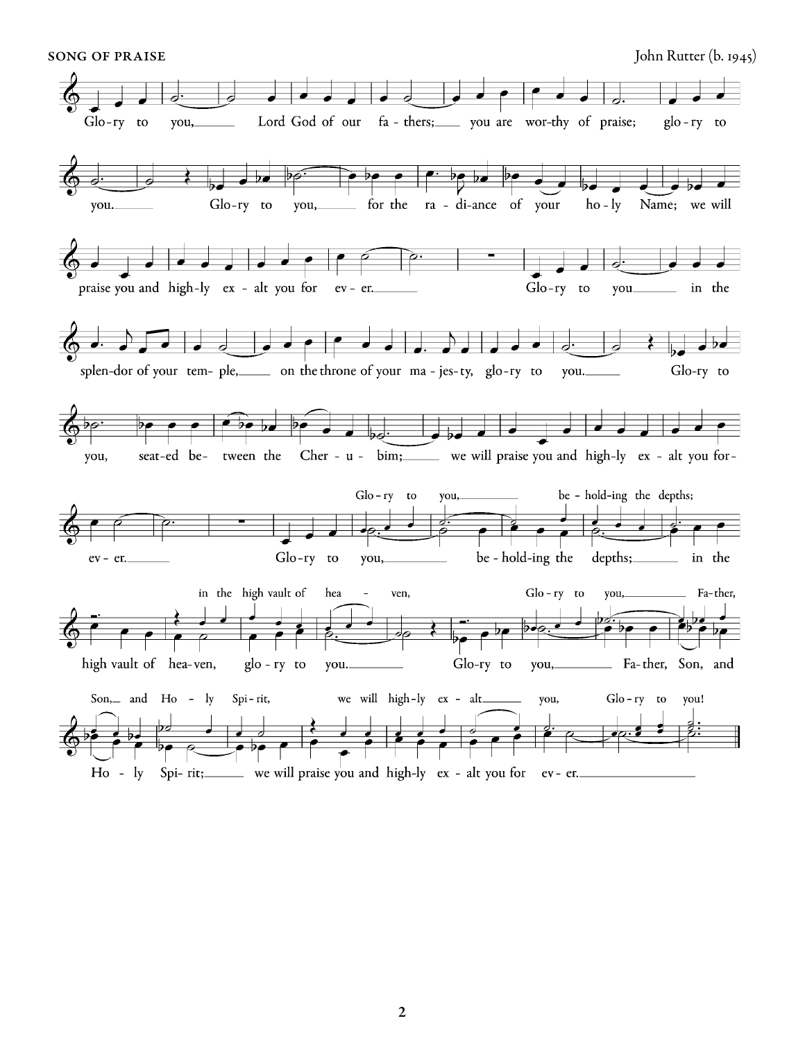SONG OF PRAISE

John Rutter (b. 1945)

Glo-ry to you, Lord God of our fa-thers; you are wor-thy of praise; glo-ry to you. Glo-ry to you, for the ra-di-ance of your ho-ly Name; we will praise you and high-ly ex-alt you for ev-er.

Glo-ry to you in the splen-dor of your tem-ple, on the throne of your ma-jes-ty, glo-ry to you. Glo-ry to you, seat-ed be-tween the Cher-u-bim; we will praise you and high-ly ex-alt you for-ev-er.

Glo-ry to you, be-hold-ing the depths; in the high vault of hea-ven, glo-ry to you.

Glo-ry to you, Fa-ther, Son, and Ho-ly Spi-rit; we will praise you and high-ly ex-alt you for ev-er.

Glo-ry to you, be-hold-ing the depths; in the high vault of hea-ven, Glo-ry to you, Fa-ther, Son, and Ho-ly Spi-rit, we will high-ly ex-alt you, Glo-ry to you!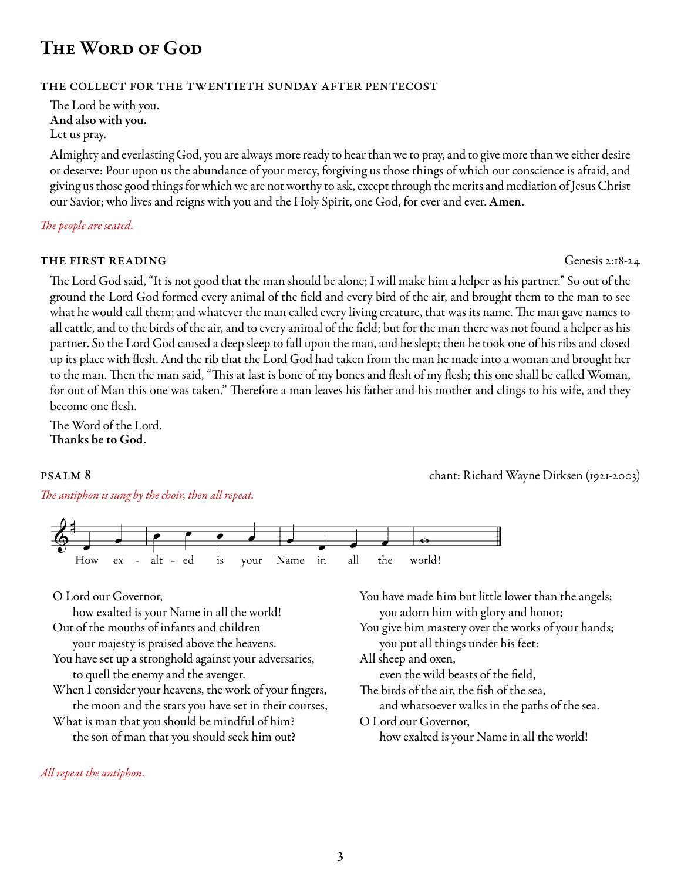# The Word of God

### THE COLLECT FOR THE TWENTIETH SUNDAY AFTER PENTECOST

The Lord be with you.
**And also with you.**
Let us pray.

Almighty and everlasting God, you are always more ready to hear than we to pray, and to give more than we either desire or deserve: Pour upon us the abundance of your mercy, forgiving us those things of which our conscience is afraid, and giving us those good things for which we are not worthy to ask, except through the merits and mediation of Jesus Christ our Savior; who lives and reigns with you and the Holy Spirit, one God, for ever and ever. **Amen.**

*The people are seated.*

### THE FIRST READING — Genesis 2:18-24

The Lord God said, "It is not good that the man should be alone; I will make him a helper as his partner." So out of the ground the Lord God formed every animal of the field and every bird of the air, and brought them to the man to see what he would call them; and whatever the man called every living creature, that was its name. The man gave names to all cattle, and to the birds of the air, and to every animal of the field; but for the man there was not found a helper as his partner. So the Lord God caused a deep sleep to fall upon the man, and he slept; then he took one of his ribs and closed up its place with flesh. And the rib that the Lord God had taken from the man he made into a woman and brought her to the man. Then the man said, "This at last is bone of my bones and flesh of my flesh; this one shall be called Woman, for out of Man this one was taken." Therefore a man leaves his father and his mother and clings to his wife, and they become one flesh.

The Word of the Lord.
**Thanks be to God.**

### PSALM 8 — chant: Richard Wayne Dirksen (1921-2003)

*The antiphon is sung by the choir, then all repeat.*

How ex - alt - ed is your Name in all the world!

O Lord our Governor,
  how exalted is your Name in all the world!
Out of the mouths of infants and children
  your majesty is praised above the heavens.
You have set up a stronghold against your adversaries,
  to quell the enemy and the avenger.
When I consider your heavens, the work of your fingers,
  the moon and the stars you have set in their courses,
What is man that you should be mindful of him?
  the son of man that you should seek him out?
You have made him but little lower than the angels;
  you adorn him with glory and honor;
You give him mastery over the works of your hands;
  you put all things under his feet:
All sheep and oxen,
  even the wild beasts of the field,
The birds of the air, the fish of the sea,
  and whatsoever walks in the paths of the sea.
O Lord our Governor,
  how exalted is your Name in all the world!

*All repeat the antiphon.*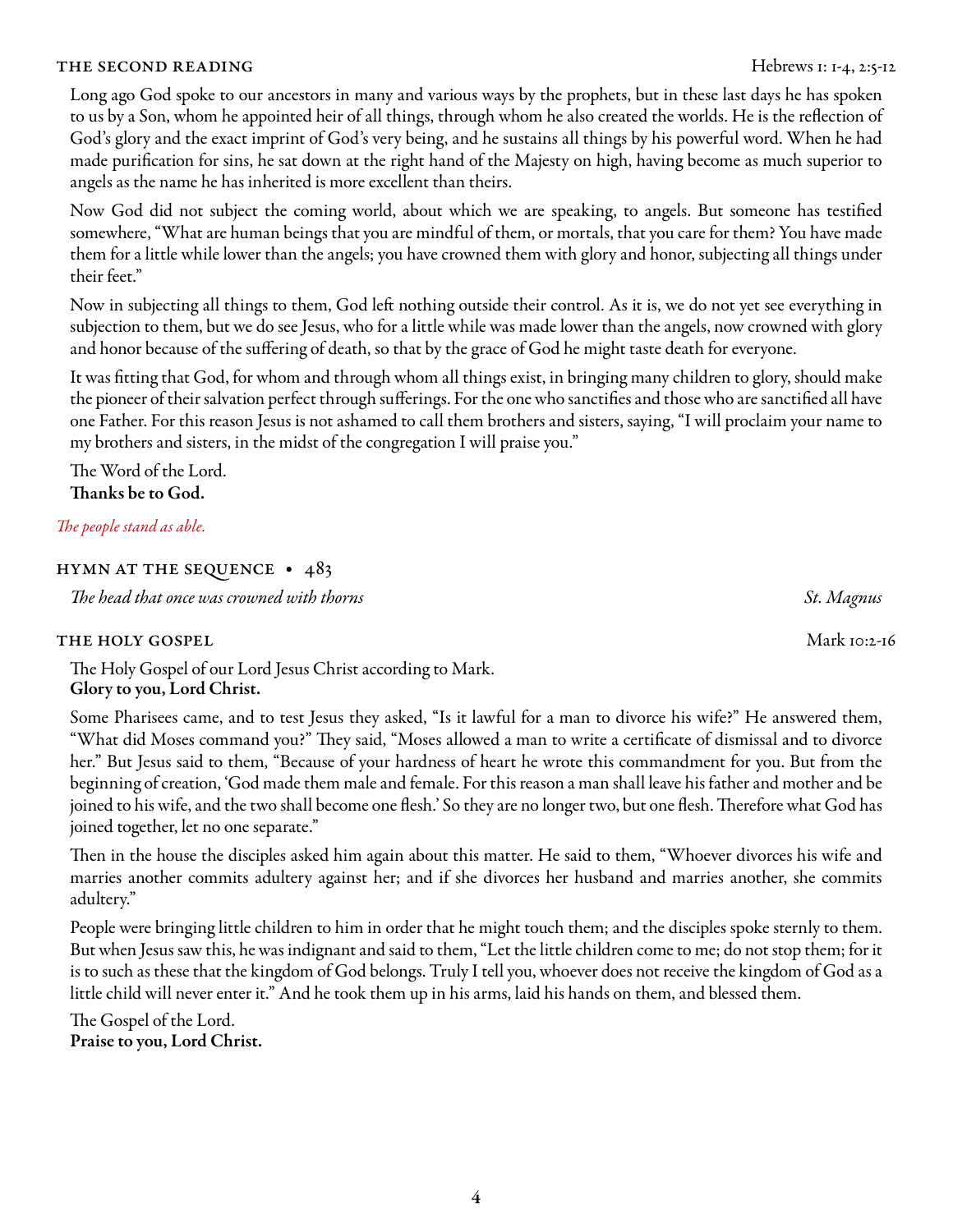## THE SECOND READING Hebrews 1: 1-4, 2:5-12

Long ago God spoke to our ancestors in many and various ways by the prophets, but in these last days he has spoken to us by a Son, whom he appointed heir of all things, through whom he also created the worlds. He is the reflection of God's glory and the exact imprint of God's very being, and he sustains all things by his powerful word. When he had made purification for sins, he sat down at the right hand of the Majesty on high, having become as much superior to angels as the name he has inherited is more excellent than theirs.

Now God did not subject the coming world, about which we are speaking, to angels. But someone has testified somewhere, "What are human beings that you are mindful of them, or mortals, that you care for them? You have made them for a little while lower than the angels; you have crowned them with glory and honor, subjecting all things under their feet."

Now in subjecting all things to them, God left nothing outside their control. As it is, we do not yet see everything in subjection to them, but we do see Jesus, who for a little while was made lower than the angels, now crowned with glory and honor because of the suffering of death, so that by the grace of God he might taste death for everyone.

It was fitting that God, for whom and through whom all things exist, in bringing many children to glory, should make the pioneer of their salvation perfect through sufferings. For the one who sanctifies and those who are sanctified all have one Father. For this reason Jesus is not ashamed to call them brothers and sisters, saying, "I will proclaim your name to my brothers and sisters, in the midst of the congregation I will praise you."

The Word of the Lord.
**Thanks be to God.**

*The people stand as able.*

## HYMN AT THE SEQUENCE • 483

*The head that once was crowned with thorns* *St. Magnus*

## THE HOLY GOSPEL Mark 10:2-16

The Holy Gospel of our Lord Jesus Christ according to Mark.
**Glory to you, Lord Christ.**

Some Pharisees came, and to test Jesus they asked, "Is it lawful for a man to divorce his wife?" He answered them, "What did Moses command you?" They said, "Moses allowed a man to write a certificate of dismissal and to divorce her." But Jesus said to them, "Because of your hardness of heart he wrote this commandment for you. But from the beginning of creation, 'God made them male and female. For this reason a man shall leave his father and mother and be joined to his wife, and the two shall become one flesh.' So they are no longer two, but one flesh. Therefore what God has joined together, let no one separate."

Then in the house the disciples asked him again about this matter. He said to them, "Whoever divorces his wife and marries another commits adultery against her; and if she divorces her husband and marries another, she commits adultery."

People were bringing little children to him in order that he might touch them; and the disciples spoke sternly to them. But when Jesus saw this, he was indignant and said to them, "Let the little children come to me; do not stop them; for it is to such as these that the kingdom of God belongs. Truly I tell you, whoever does not receive the kingdom of God as a little child will never enter it." And he took them up in his arms, laid his hands on them, and blessed them.

The Gospel of the Lord.
**Praise to you, Lord Christ.**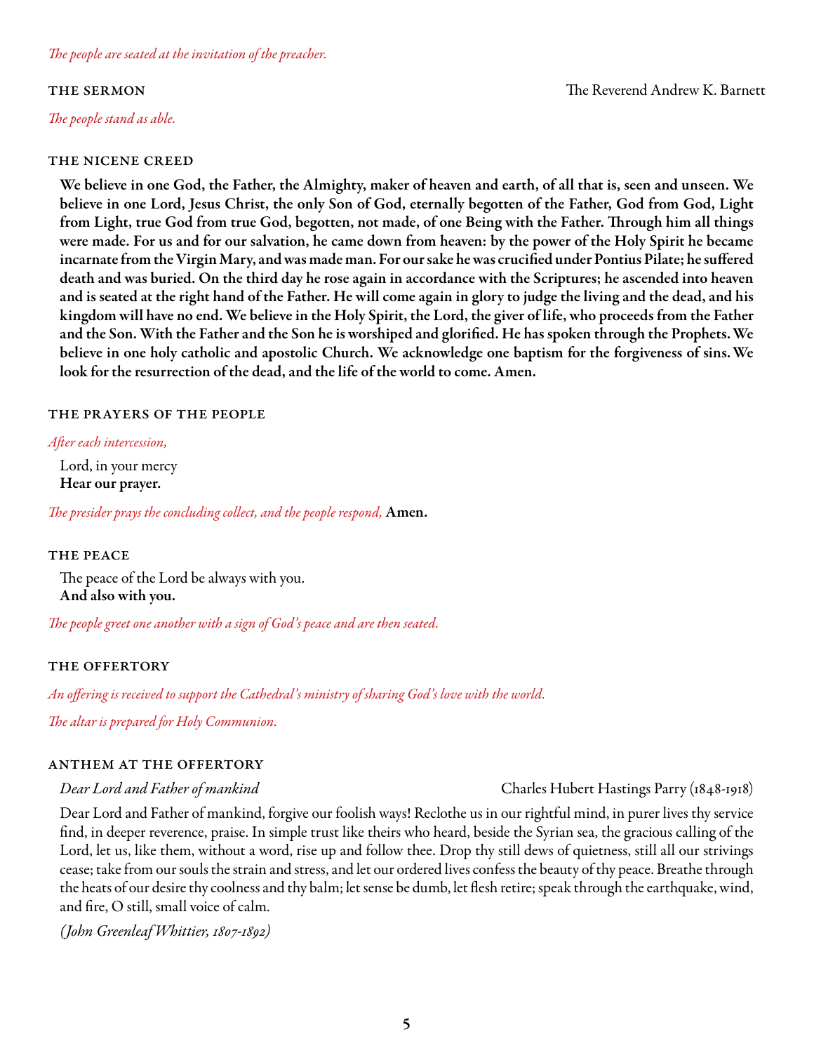*The people are seated at the invitation of the preacher.*

## THE SERMON

The Reverend Andrew K. Barnett

*The people stand as able.*

## THE NICENE CREED

**We believe in one God, the Father, the Almighty, maker of heaven and earth, of all that is, seen and unseen. We believe in one Lord, Jesus Christ, the only Son of God, eternally begotten of the Father, God from God, Light from Light, true God from true God, begotten, not made, of one Being with the Father. Through him all things were made. For us and for our salvation, he came down from heaven: by the power of the Holy Spirit he became incarnate from the Virgin Mary, and was made man. For our sake he was crucified under Pontius Pilate; he suffered death and was buried. On the third day he rose again in accordance with the Scriptures; he ascended into heaven and is seated at the right hand of the Father. He will come again in glory to judge the living and the dead, and his kingdom will have no end. We believe in the Holy Spirit, the Lord, the giver of life, who proceeds from the Father and the Son. With the Father and the Son he is worshiped and glorified. He has spoken through the Prophets. We believe in one holy catholic and apostolic Church. We acknowledge one baptism for the forgiveness of sins. We look for the resurrection of the dead, and the life of the world to come. Amen.**

## THE PRAYERS OF THE PEOPLE

*After each intercession,*

Lord, in your mercy
**Hear our prayer.**

*The presider prays the concluding collect, and the people respond,* **Amen.**

## THE PEACE

The peace of the Lord be always with you.
**And also with you.**

*The people greet one another with a sign of God's peace and are then seated.*

## THE OFFERTORY

*An offering is received to support the Cathedral's ministry of sharing God's love with the world.*

*The altar is prepared for Holy Communion.*

## ANTHEM AT THE OFFERTORY

*Dear Lord and Father of mankind* — Charles Hubert Hastings Parry (1848-1918)

Dear Lord and Father of mankind, forgive our foolish ways! Reclothe us in our rightful mind, in purer lives thy service find, in deeper reverence, praise. In simple trust like theirs who heard, beside the Syrian sea, the gracious calling of the Lord, let us, like them, without a word, rise up and follow thee. Drop thy still dews of quietness, still all our strivings cease; take from our souls the strain and stress, and let our ordered lives confess the beauty of thy peace. Breathe through the heats of our desire thy coolness and thy balm; let sense be dumb, let flesh retire; speak through the earthquake, wind, and fire, O still, small voice of calm.

*(John Greenleaf Whittier, 1807-1892)*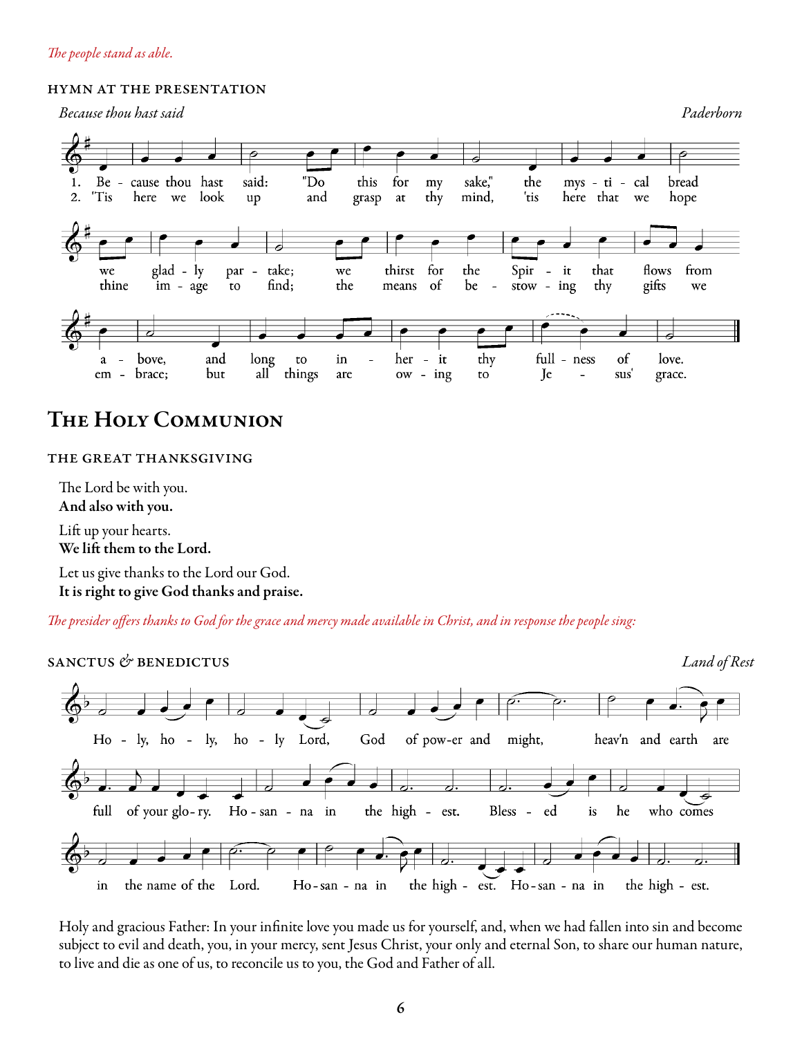*The people stand as able.*

## HYMN AT THE PRESENTATION

*Because thou hast said* — *Paderborn*

1. Because thou hast said: "Do this for my sake," the mystical bread we gladly partake; we thirst for the Spirit that flows from above, and long to inherit thy fullness of love.

2. 'Tis here we look up and grasp at thy mind, 'tis here that we hope thine image to find; the means of bestowing thy gifts we embrace; but all things are owing to Jesus' grace.

# The Holy Communion

## THE GREAT THANKSGIVING

The Lord be with you.
**And also with you.**

Lift up your hearts.
**We lift them to the Lord.**

Let us give thanks to the Lord our God.
**It is right to give God thanks and praise.**

*The presider offers thanks to God for the grace and mercy made available in Christ, and in response the people sing:*

## SANCTUS & BENEDICTUS

*Land of Rest*

Holy, holy, holy Lord, God of power and might, heav'n and earth are full of your glory. Hosanna in the highest. Blessed is he who comes in the name of the Lord. Hosanna in the highest. Hosanna in the highest.

Holy and gracious Father: In your infinite love you made us for yourself, and, when we had fallen into sin and become subject to evil and death, you, in your mercy, sent Jesus Christ, your only and eternal Son, to share our human nature, to live and die as one of us, to reconcile us to you, the God and Father of all.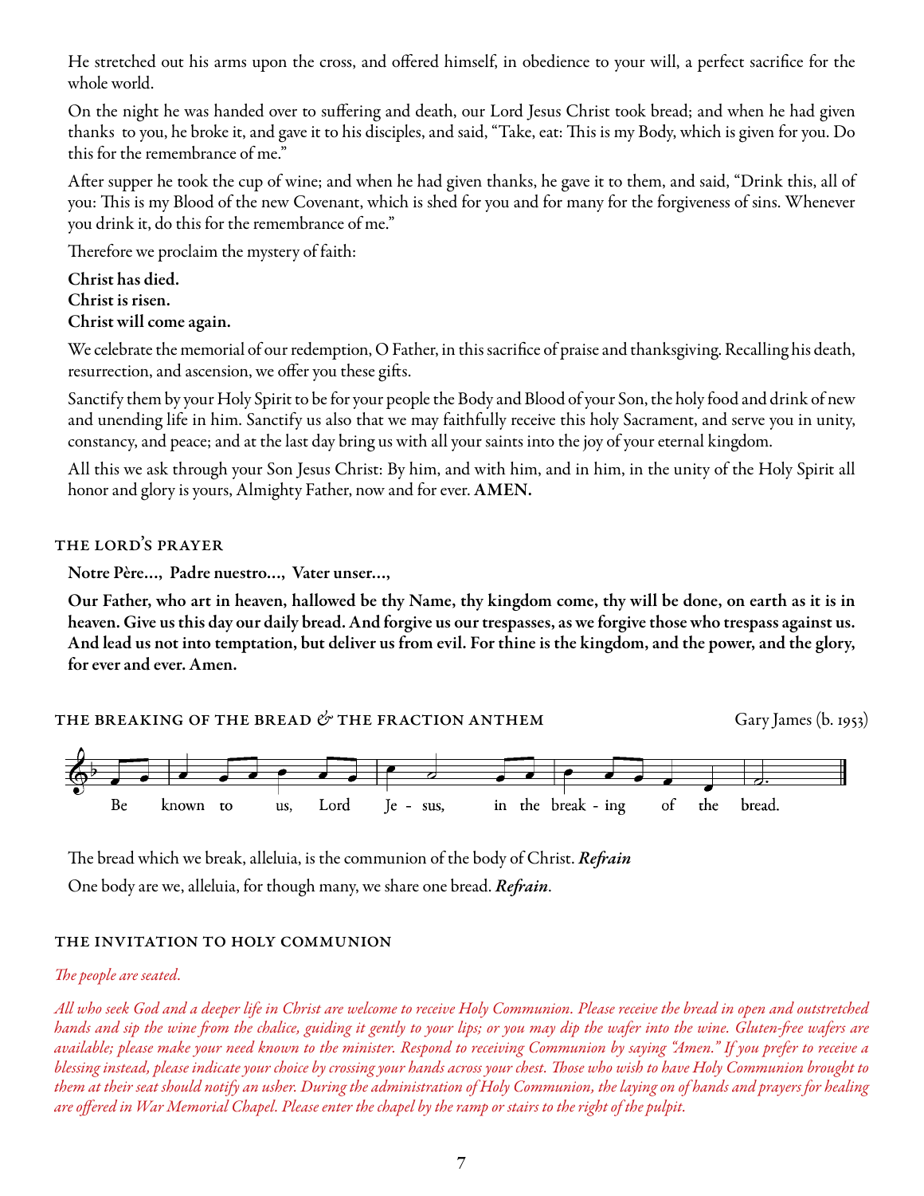He stretched out his arms upon the cross, and offered himself, in obedience to your will, a perfect sacrifice for the whole world.

On the night he was handed over to suffering and death, our Lord Jesus Christ took bread; and when he had given thanks to you, he broke it, and gave it to his disciples, and said, "Take, eat: This is my Body, which is given for you. Do this for the remembrance of me."

After supper he took the cup of wine; and when he had given thanks, he gave it to them, and said, "Drink this, all of you: This is my Blood of the new Covenant, which is shed for you and for many for the forgiveness of sins. Whenever you drink it, do this for the remembrance of me."

Therefore we proclaim the mystery of faith:

**Christ has died.**
**Christ is risen.**
**Christ will come again.**

We celebrate the memorial of our redemption, O Father, in this sacrifice of praise and thanksgiving. Recalling his death, resurrection, and ascension, we offer you these gifts.

Sanctify them by your Holy Spirit to be for your people the Body and Blood of your Son, the holy food and drink of new and unending life in him. Sanctify us also that we may faithfully receive this holy Sacrament, and serve you in unity, constancy, and peace; and at the last day bring us with all your saints into the joy of your eternal kingdom.

All this we ask through your Son Jesus Christ: By him, and with him, and in him, in the unity of the Holy Spirit all honor and glory is yours, Almighty Father, now and for ever. **AMEN.**

## THE LORD'S PRAYER

**Notre Père..., Padre nuestro..., Vater unser...,**

**Our Father, who art in heaven, hallowed be thy Name, thy kingdom come, thy will be done, on earth as it is in heaven. Give us this day our daily bread. And forgive us our trespasses, as we forgive those who trespass against us. And lead us not into temptation, but deliver us from evil. For thine is the kingdom, and the power, and the glory, for ever and ever. Amen.**

## THE BREAKING OF THE BREAD & THE FRACTION ANTHEM

Gary James (b. 1953)

Be known to us, Lord Je - sus, in the break - ing of the bread.

The bread which we break, alleluia, is the communion of the body of Christ. ***Refrain***

One body are we, alleluia, for though many, we share one bread. ***Refrain***.

## THE INVITATION TO HOLY COMMUNION

*The people are seated.*

*All who seek God and a deeper life in Christ are welcome to receive Holy Communion. Please receive the bread in open and outstretched hands and sip the wine from the chalice, guiding it gently to your lips; or you may dip the wafer into the wine. Gluten-free wafers are available; please make your need known to the minister. Respond to receiving Communion by saying "Amen." If you prefer to receive a blessing instead, please indicate your choice by crossing your hands across your chest. Those who wish to have Holy Communion brought to them at their seat should notify an usher. During the administration of Holy Communion, the laying on of hands and prayers for healing are offered in War Memorial Chapel. Please enter the chapel by the ramp or stairs to the right of the pulpit.*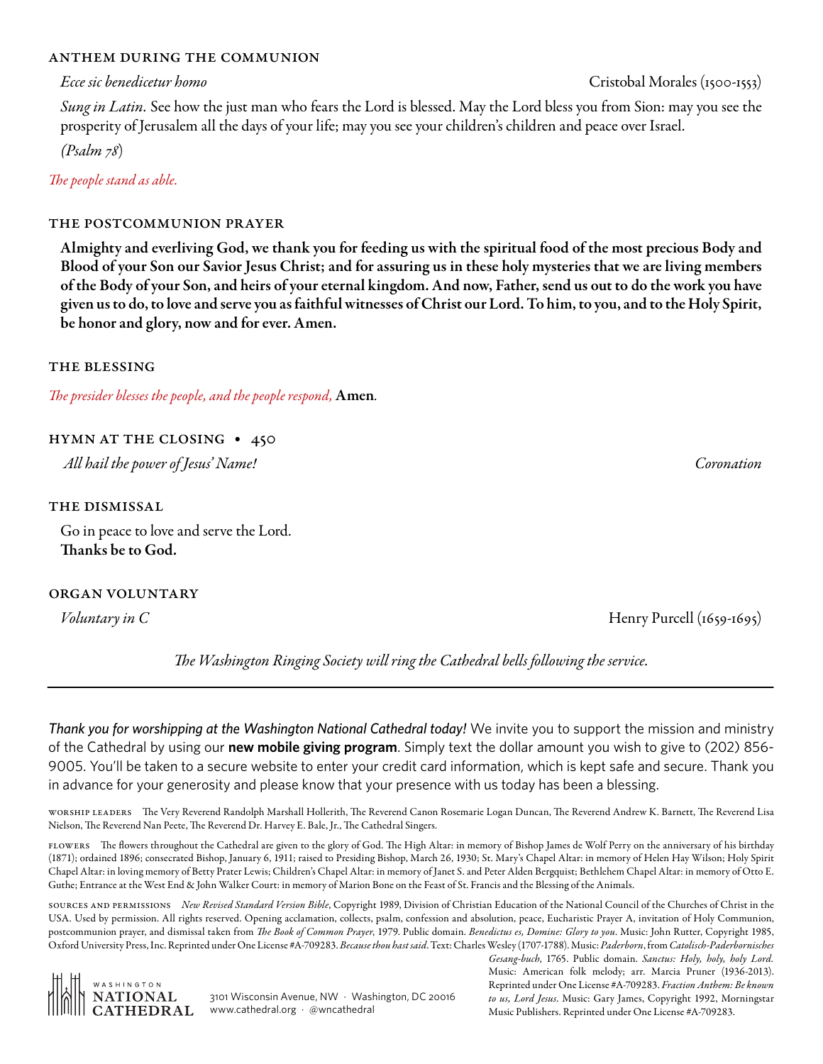## ANTHEM DURING THE COMMUNION

*Ecce sic benedicetur homo* Cristobal Morales (1500-1553)

*Sung in Latin.* See how the just man who fears the Lord is blessed. May the Lord bless you from Sion: may you see the prosperity of Jerusalem all the days of your life; may you see your children's children and peace over Israel.

*(Psalm 78)*

*The people stand as able.*

## THE POSTCOMMUNION PRAYER

**Almighty and everliving God, we thank you for feeding us with the spiritual food of the most precious Body and Blood of your Son our Savior Jesus Christ; and for assuring us in these holy mysteries that we are living members of the Body of your Son, and heirs of your eternal kingdom. And now, Father, send us out to do the work you have given us to do, to love and serve you as faithful witnesses of Christ our Lord. To him, to you, and to the Holy Spirit, be honor and glory, now and for ever. Amen.**

## THE BLESSING

*The presider blesses the people, and the people respond,* **Amen**.

## HYMN AT THE CLOSING • 450

*All hail the power of Jesus' Name!* *Coronation*

## THE DISMISSAL

Go in peace to love and serve the Lord.
**Thanks be to God.**

## ORGAN VOLUNTARY

*Voluntary in C* Henry Purcell (1659-1695)

*The Washington Ringing Society will ring the Cathedral bells following the service.*

---

*Thank you for worshipping at the Washington National Cathedral today!* We invite you to support the mission and ministry of the Cathedral by using our **new mobile giving program**. Simply text the dollar amount you wish to give to (202) 856-9005. You'll be taken to a secure website to enter your credit card information, which is kept safe and secure. Thank you in advance for your generosity and please know that your presence with us today has been a blessing.

WORSHIP LEADERS The Very Reverend Randolph Marshall Hollerith, The Reverend Canon Rosemarie Logan Duncan, The Reverend Andrew K. Barnett, The Reverend Lisa Nielson, The Reverend Nan Peete, The Reverend Dr. Harvey E. Bale, Jr., The Cathedral Singers.

FLOWERS The flowers throughout the Cathedral are given to the glory of God. The High Altar: in memory of Bishop James de Wolf Perry on the anniversary of his birthday (1871); ordained 1896; consecrated Bishop, January 6, 1911; raised to Presiding Bishop, March 26, 1930; St. Mary's Chapel Altar: in memory of Helen Hay Wilson; Holy Spirit Chapel Altar: in loving memory of Betty Prater Lewis; Children's Chapel Altar: in memory of Janet S. and Peter Alden Bergquist; Bethlehem Chapel Altar: in memory of Otto E. Guthe; Entrance at the West End & John Walker Court: in memory of Marion Bone on the Feast of St. Francis and the Blessing of the Animals.

SOURCES AND PERMISSIONS *New Revised Standard Version Bible*, Copyright 1989, Division of Christian Education of the National Council of the Churches of Christ in the USA. Used by permission. All rights reserved. Opening acclamation, collects, psalm, confession and absolution, peace, Eucharistic Prayer A, invitation of Holy Communion, postcommunion prayer, and dismissal taken from *The Book of Common Prayer*, 1979. Public domain. *Benedictus es, Domine: Glory to you*. Music: John Rutter, Copyright 1985, Oxford University Press, Inc. Reprinted under One License #A-709283. *Because thou hast said*. Text: Charles Wesley (1707-1788). Music: *Paderborn*, from *Catolisch-Paderbornisches Gesang-buch*, 1765. Public domain. *Sanctus: Holy, holy, holy Lord*. Music: American folk melody; arr. Marcia Pruner (1936-2013). Reprinted under One License #A-709283. *Fraction Anthem: Be known to us, Lord Jesus*. Music: Gary James, Copyright 1992, Morningstar Music Publishers. Reprinted under One License #A-709283.

WASHINGTON NATIONAL CATHEDRAL
3101 Wisconsin Avenue, NW · Washington, DC 20016
www.cathedral.org · @wncathedral